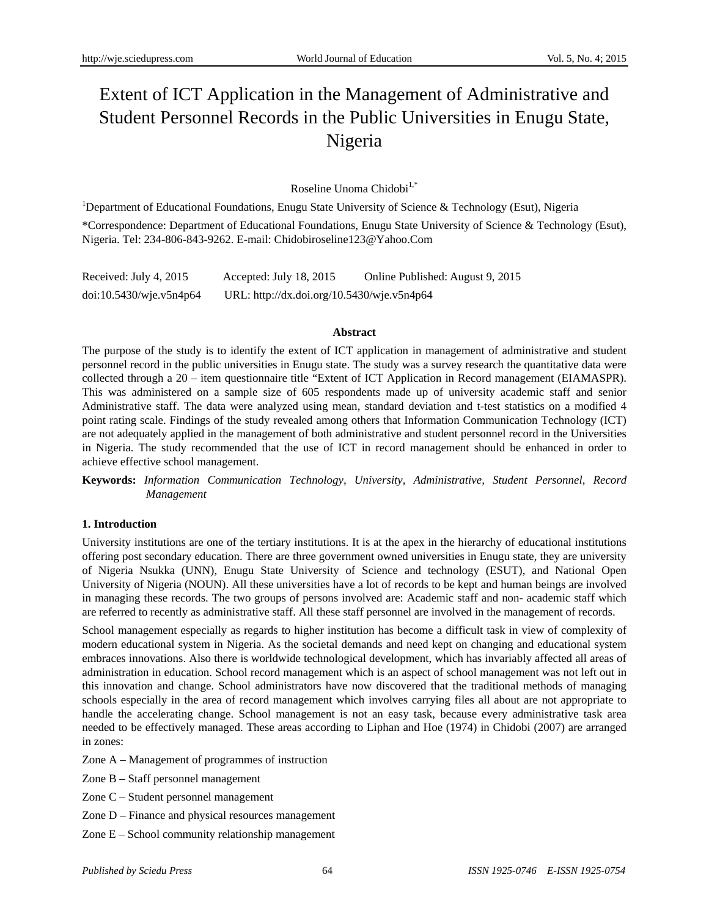# Extent of ICT Application in the Management of Administrative and Student Personnel Records in the Public Universities in Enugu State, Nigeria

Roseline Unoma Chidobi[1,*]

[1]Department of Educational Foundations, Enugu State University of Science & Technology (Esut), Nigeria

*Correspondence: Department of Educational Foundations, Enugu State University of Science & Technology (Esut), Nigeria. Tel: 234-806-843-9262. E-mail: Chidobiroseline123@Yahoo.Com

Received: July 4, 2015 Accepted: July 18, 2015 Online Published: August 9, 2015

doi:10.5430/wje.v5n4p64 URL: http://dx.doi.org/10.5430/wje.v5n4p64

## Abstract

The purpose of the study is to identify the extent of ICT application in management of administrative and student personnel record in the public universities in Enugu state. The study was a survey research the quantitative data were collected through a 20 – item questionnaire title "Extent of ICT Application in Record management (EIAMASPR). This was administered on a sample size of 605 respondents made up of university academic staff and senior Administrative staff. The data were analyzed using mean, standard deviation and t-test statistics on a modified 4 point rating scale. Findings of the study revealed among others that Information Communication Technology (ICT) are not adequately applied in the management of both administrative and student personnel record in the Universities in Nigeria. The study recommended that the use of ICT in record management should be enhanced in order to achieve effective school management.

**Keywords:** *Information Communication Technology, University, Administrative, Student Personnel, Record Management*

## 1. Introduction

University institutions are one of the tertiary institutions. It is at the apex in the hierarchy of educational institutions offering post secondary education. There are three government owned universities in Enugu state, they are university of Nigeria Nsukka (UNN), Enugu State University of Science and technology (ESUT), and National Open University of Nigeria (NOUN). All these universities have a lot of records to be kept and human beings are involved in managing these records. The two groups of persons involved are: Academic staff and non- academic staff which are referred to recently as administrative staff. All these staff personnel are involved in the management of records.

School management especially as regards to higher institution has become a difficult task in view of complexity of modern educational system in Nigeria. As the societal demands and need kept on changing and educational system embraces innovations. Also there is worldwide technological development, which has invariably affected all areas of administration in education. School record management which is an aspect of school management was not left out in this innovation and change. School administrators have now discovered that the traditional methods of managing schools especially in the area of record management which involves carrying files all about are not appropriate to handle the accelerating change. School management is not an easy task, because every administrative task area needed to be effectively managed. These areas according to Liphan and Hoe (1974) in Chidobi (2007) are arranged in zones:

Zone A – Management of programmes of instruction

Zone B – Staff personnel management

Zone C – Student personnel management

Zone D – Finance and physical resources management

Zone E – School community relationship management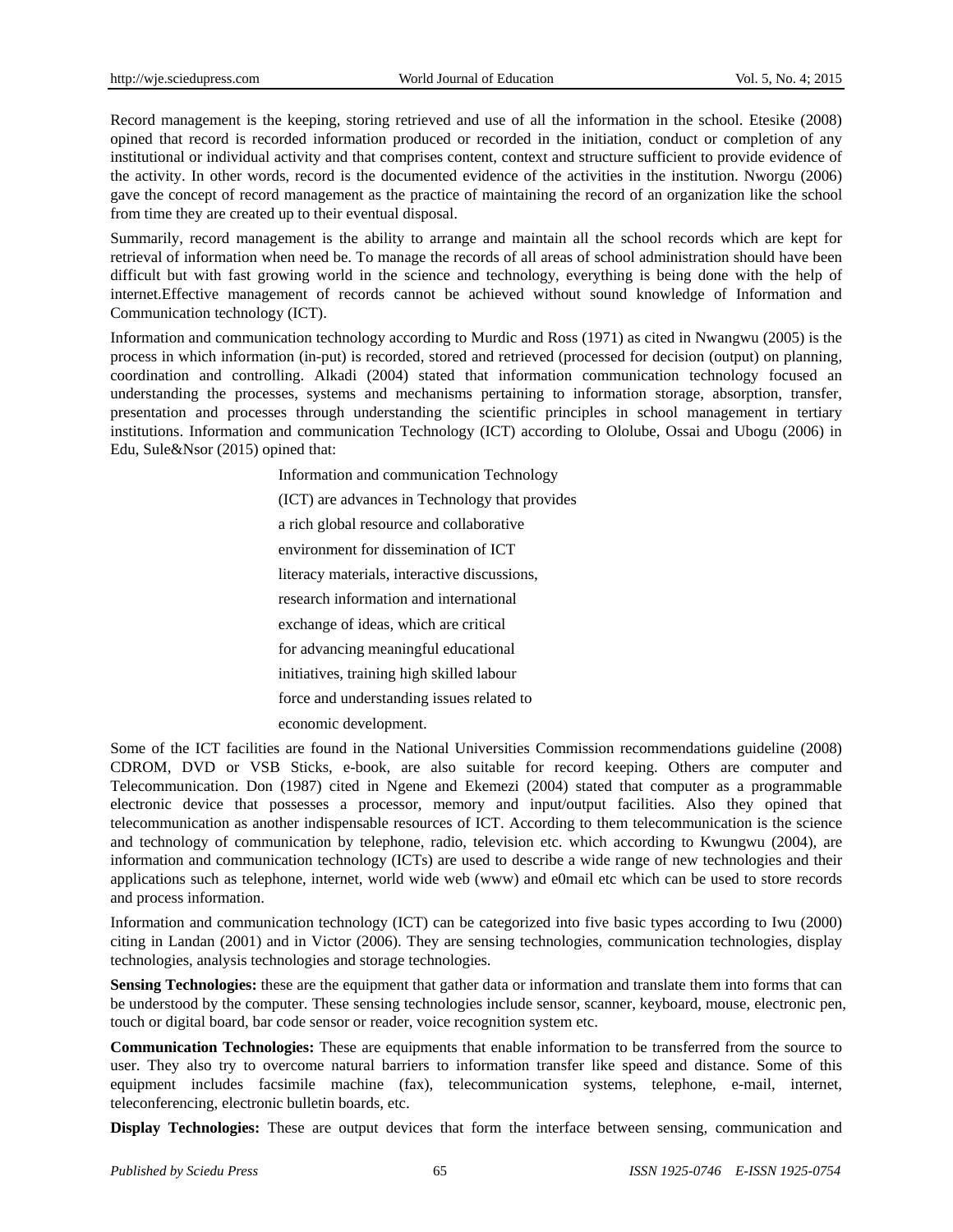Record management is the keeping, storing retrieved and use of all the information in the school. Etesike (2008) opined that record is recorded information produced or recorded in the initiation, conduct or completion of any institutional or individual activity and that comprises content, context and structure sufficient to provide evidence of the activity. In other words, record is the documented evidence of the activities in the institution. Nworgu (2006) gave the concept of record management as the practice of maintaining the record of an organization like the school from time they are created up to their eventual disposal.

Summarily, record management is the ability to arrange and maintain all the school records which are kept for retrieval of information when need be. To manage the records of all areas of school administration should have been difficult but with fast growing world in the science and technology, everything is being done with the help of internet.Effective management of records cannot be achieved without sound knowledge of Information and Communication technology (ICT).

Information and communication technology according to Murdic and Ross (1971) as cited in Nwangwu (2005) is the process in which information (in-put) is recorded, stored and retrieved (processed for decision (output) on planning, coordination and controlling. Alkadi (2004) stated that information communication technology focused an understanding the processes, systems and mechanisms pertaining to information storage, absorption, transfer, presentation and processes through understanding the scientific principles in school management in tertiary institutions. Information and communication Technology (ICT) according to Ololube, Ossai and Ubogu (2006) in Edu, Sule&Nsor (2015) opined that:

> Information and communication Technology (ICT) are advances in Technology that provides a rich global resource and collaborative environment for dissemination of ICT literacy materials, interactive discussions, research information and international exchange of ideas, which are critical for advancing meaningful educational initiatives, training high skilled labour force and understanding issues related to economic development.

Some of the ICT facilities are found in the National Universities Commission recommendations guideline (2008) CDROM, DVD or VSB Sticks, e-book, are also suitable for record keeping. Others are computer and Telecommunication. Don (1987) cited in Ngene and Ekemezi (2004) stated that computer as a programmable electronic device that possesses a processor, memory and input/output facilities. Also they opined that telecommunication as another indispensable resources of ICT. According to them telecommunication is the science and technology of communication by telephone, radio, television etc. which according to Kwungwu (2004), are information and communication technology (ICTs) are used to describe a wide range of new technologies and their applications such as telephone, internet, world wide web (www) and e0mail etc which can be used to store records and process information.

Information and communication technology (ICT) can be categorized into five basic types according to Iwu (2000) citing in Landan (2001) and in Victor (2006). They are sensing technologies, communication technologies, display technologies, analysis technologies and storage technologies.

**Sensing Technologies:** these are the equipment that gather data or information and translate them into forms that can be understood by the computer. These sensing technologies include sensor, scanner, keyboard, mouse, electronic pen, touch or digital board, bar code sensor or reader, voice recognition system etc.

**Communication Technologies:** These are equipments that enable information to be transferred from the source to user. They also try to overcome natural barriers to information transfer like speed and distance. Some of this equipment includes facsimile machine (fax), telecommunication systems, telephone, e-mail, internet, teleconferencing, electronic bulletin boards, etc.

**Display Technologies:** These are output devices that form the interface between sensing, communication and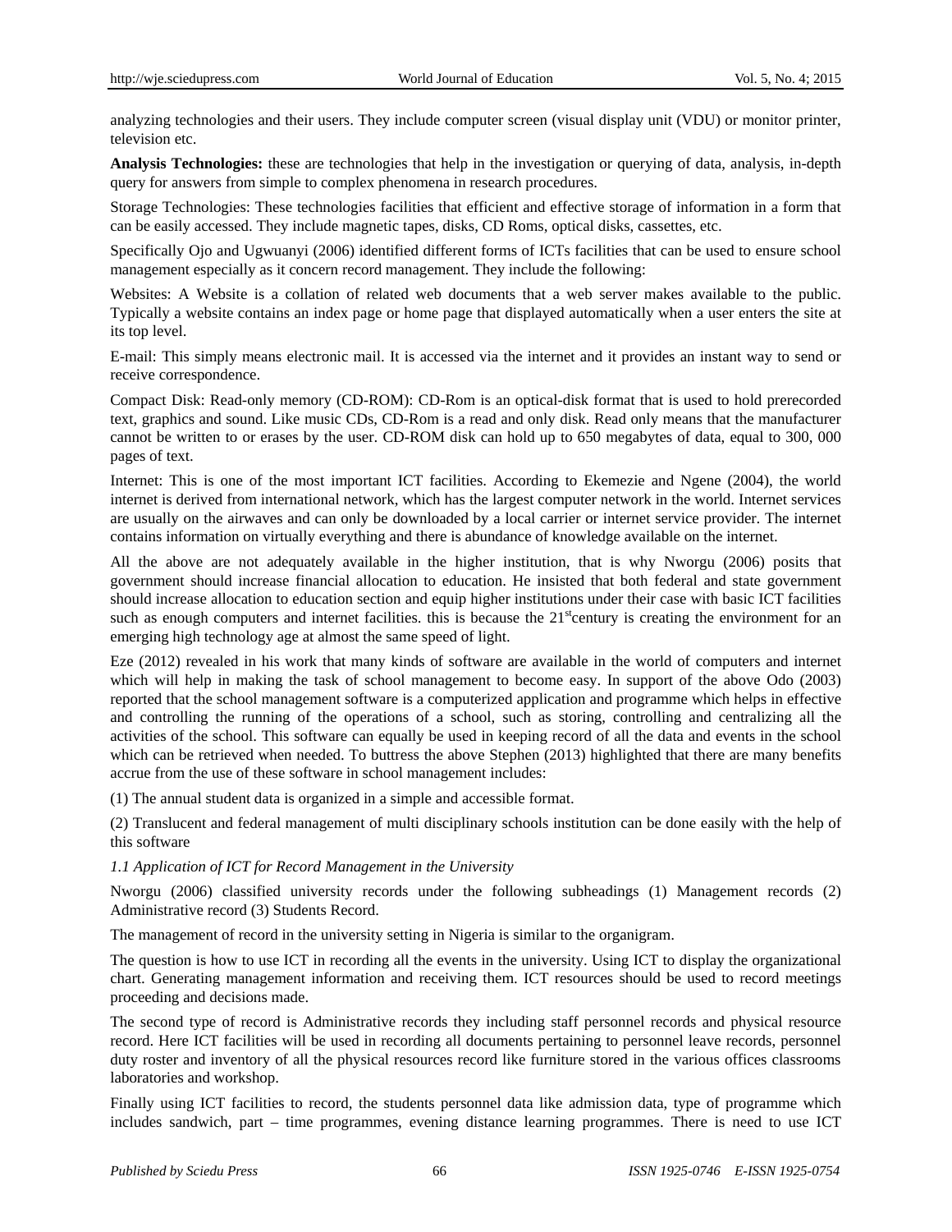analyzing technologies and their users. They include computer screen (visual display unit (VDU) or monitor printer, television etc.

**Analysis Technologies:** these are technologies that help in the investigation or querying of data, analysis, in-depth query for answers from simple to complex phenomena in research procedures.

Storage Technologies: These technologies facilities that efficient and effective storage of information in a form that can be easily accessed. They include magnetic tapes, disks, CD Roms, optical disks, cassettes, etc.

Specifically Ojo and Ugwuanyi (2006) identified different forms of ICTs facilities that can be used to ensure school management especially as it concern record management. They include the following:

Websites: A Website is a collation of related web documents that a web server makes available to the public. Typically a website contains an index page or home page that displayed automatically when a user enters the site at its top level.

E-mail: This simply means electronic mail. It is accessed via the internet and it provides an instant way to send or receive correspondence.

Compact Disk: Read-only memory (CD-ROM): CD-Rom is an optical-disk format that is used to hold prerecorded text, graphics and sound. Like music CDs, CD-Rom is a read and only disk. Read only means that the manufacturer cannot be written to or erases by the user. CD-ROM disk can hold up to 650 megabytes of data, equal to 300, 000 pages of text.

Internet: This is one of the most important ICT facilities. According to Ekemezie and Ngene (2004), the world internet is derived from international network, which has the largest computer network in the world. Internet services are usually on the airwaves and can only be downloaded by a local carrier or internet service provider. The internet contains information on virtually everything and there is abundance of knowledge available on the internet.

All the above are not adequately available in the higher institution, that is why Nworgu (2006) posits that government should increase financial allocation to education. He insisted that both federal and state government should increase allocation to education section and equip higher institutions under their case with basic ICT facilities such as enough computers and internet facilities. this is because the 21stcentury is creating the environment for an emerging high technology age at almost the same speed of light.

Eze (2012) revealed in his work that many kinds of software are available in the world of computers and internet which will help in making the task of school management to become easy. In support of the above Odo (2003) reported that the school management software is a computerized application and programme which helps in effective and controlling the running of the operations of a school, such as storing, controlling and centralizing all the activities of the school. This software can equally be used in keeping record of all the data and events in the school which can be retrieved when needed. To buttress the above Stephen (2013) highlighted that there are many benefits accrue from the use of these software in school management includes:

(1) The annual student data is organized in a simple and accessible format.

(2) Translucent and federal management of multi disciplinary schools institution can be done easily with the help of this software

### *1.1 Application of ICT for Record Management in the University*

Nworgu (2006) classified university records under the following subheadings (1) Management records (2) Administrative record (3) Students Record.

The management of record in the university setting in Nigeria is similar to the organigram.

The question is how to use ICT in recording all the events in the university. Using ICT to display the organizational chart. Generating management information and receiving them. ICT resources should be used to record meetings proceeding and decisions made.

The second type of record is Administrative records they including staff personnel records and physical resource record. Here ICT facilities will be used in recording all documents pertaining to personnel leave records, personnel duty roster and inventory of all the physical resources record like furniture stored in the various offices classrooms laboratories and workshop.

Finally using ICT facilities to record, the students personnel data like admission data, type of programme which includes sandwich, part – time programmes, evening distance learning programmes. There is need to use ICT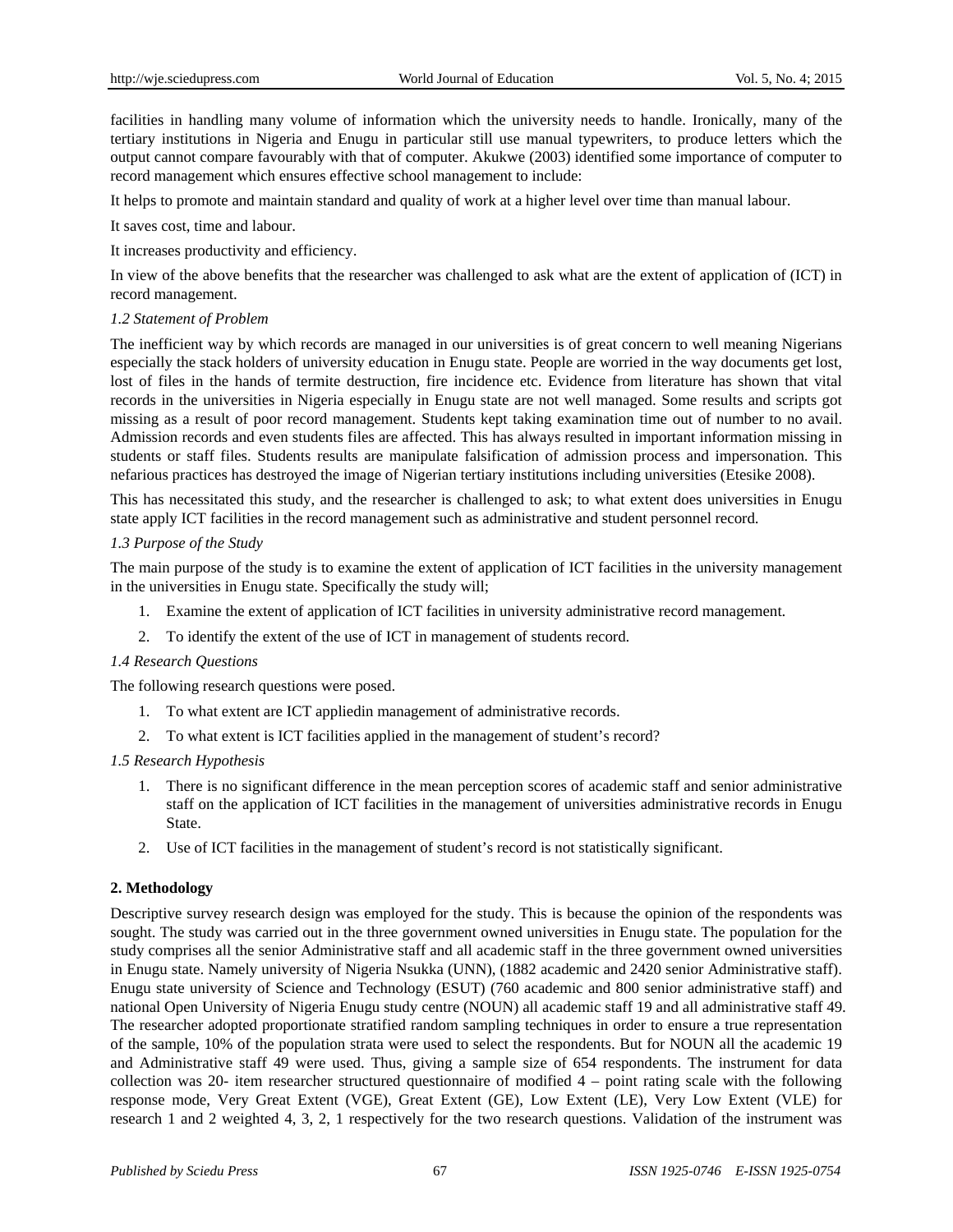facilities in handling many volume of information which the university needs to handle. Ironically, many of the tertiary institutions in Nigeria and Enugu in particular still use manual typewriters, to produce letters which the output cannot compare favourably with that of computer. Akukwe (2003) identified some importance of computer to record management which ensures effective school management to include:

It helps to promote and maintain standard and quality of work at a higher level over time than manual labour.

It saves cost, time and labour.

It increases productivity and efficiency.

In view of the above benefits that the researcher was challenged to ask what are the extent of application of (ICT) in record management.

*1.2 Statement of Problem*

The inefficient way by which records are managed in our universities is of great concern to well meaning Nigerians especially the stack holders of university education in Enugu state. People are worried in the way documents get lost, lost of files in the hands of termite destruction, fire incidence etc. Evidence from literature has shown that vital records in the universities in Nigeria especially in Enugu state are not well managed. Some results and scripts got missing as a result of poor record management. Students kept taking examination time out of number to no avail. Admission records and even students files are affected. This has always resulted in important information missing in students or staff files. Students results are manipulate falsification of admission process and impersonation. This nefarious practices has destroyed the image of Nigerian tertiary institutions including universities (Etesike 2008).

This has necessitated this study, and the researcher is challenged to ask; to what extent does universities in Enugu state apply ICT facilities in the record management such as administrative and student personnel record.

*1.3 Purpose of the Study*

The main purpose of the study is to examine the extent of application of ICT facilities in the university management in the universities in Enugu state. Specifically the study will;

1. Examine the extent of application of ICT facilities in university administrative record management.
2. To identify the extent of the use of ICT in management of students record.

*1.4 Research Questions*

The following research questions were posed.

1. To what extent are ICT appliedin management of administrative records.
2. To what extent is ICT facilities applied in the management of student's record?

*1.5 Research Hypothesis*

1. There is no significant difference in the mean perception scores of academic staff and senior administrative staff on the application of ICT facilities in the management of universities administrative records in Enugu State.
2. Use of ICT facilities in the management of student's record is not statistically significant.

## 2. Methodology

Descriptive survey research design was employed for the study. This is because the opinion of the respondents was sought. The study was carried out in the three government owned universities in Enugu state. The population for the study comprises all the senior Administrative staff and all academic staff in the three government owned universities in Enugu state. Namely university of Nigeria Nsukka (UNN), (1882 academic and 2420 senior Administrative staff). Enugu state university of Science and Technology (ESUT) (760 academic and 800 senior administrative staff) and national Open University of Nigeria Enugu study centre (NOUN) all academic staff 19 and all administrative staff 49. The researcher adopted proportionate stratified random sampling techniques in order to ensure a true representation of the sample, 10% of the population strata were used to select the respondents. But for NOUN all the academic 19 and Administrative staff 49 were used. Thus, giving a sample size of 654 respondents. The instrument for data collection was 20- item researcher structured questionnaire of modified 4 – point rating scale with the following response mode, Very Great Extent (VGE), Great Extent (GE), Low Extent (LE), Very Low Extent (VLE) for research 1 and 2 weighted 4, 3, 2, 1 respectively for the two research questions. Validation of the instrument was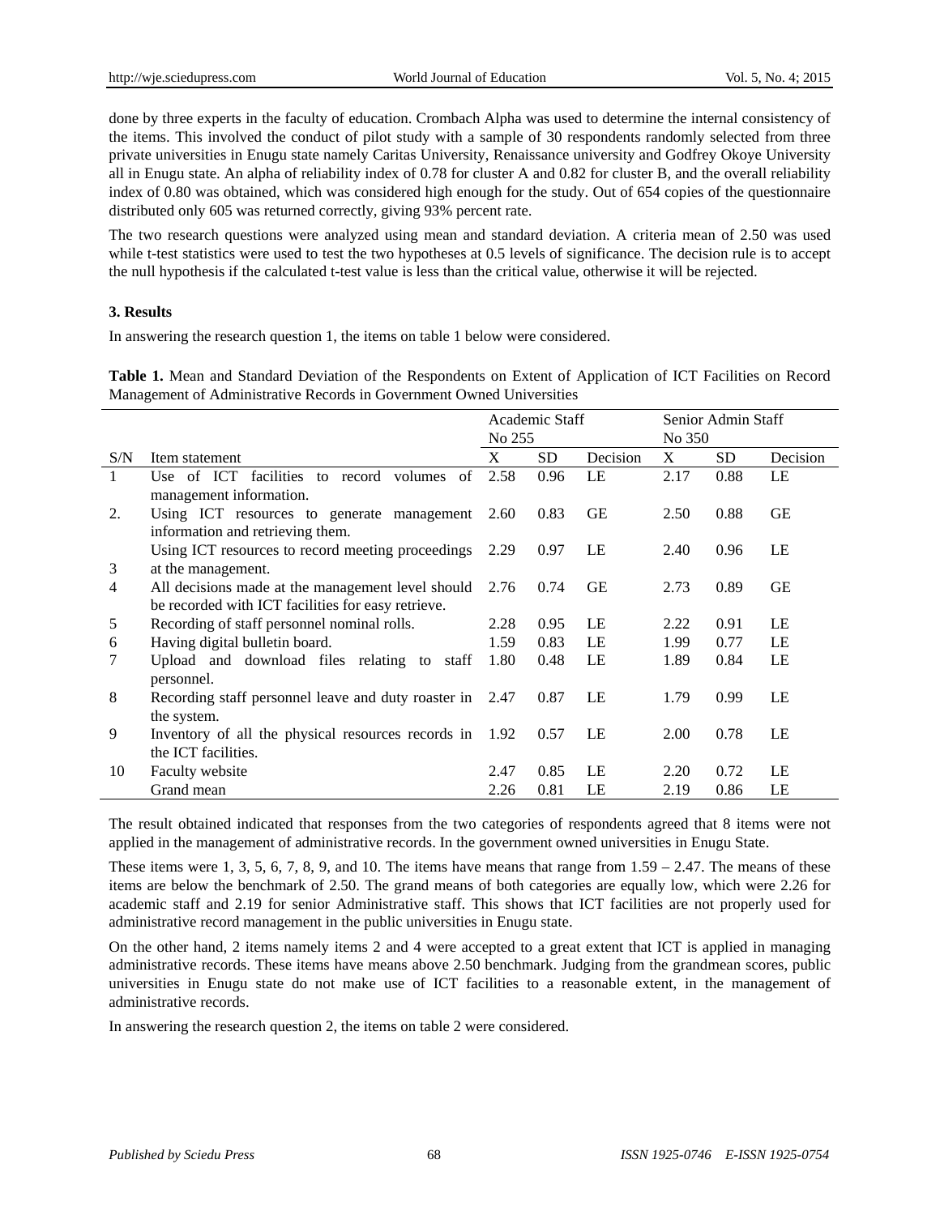done by three experts in the faculty of education. Crombach Alpha was used to determine the internal consistency of the items. This involved the conduct of pilot study with a sample of 30 respondents randomly selected from three private universities in Enugu state namely Caritas University, Renaissance university and Godfrey Okoye University all in Enugu state. An alpha of reliability index of 0.78 for cluster A and 0.82 for cluster B, and the overall reliability index of 0.80 was obtained, which was considered high enough for the study. Out of 654 copies of the questionnaire distributed only 605 was returned correctly, giving 93% percent rate.

The two research questions were analyzed using mean and standard deviation. A criteria mean of 2.50 was used while t-test statistics were used to test the two hypotheses at 0.5 levels of significance. The decision rule is to accept the null hypothesis if the calculated t-test value is less than the critical value, otherwise it will be rejected.

### 3. Results

In answering the research question 1, the items on table 1 below were considered.

**Table 1.** Mean and Standard Deviation of the Respondents on Extent of Application of ICT Facilities on Record Management of Administrative Records in Government Owned Universities

| | | Academic Staff No 255 | | | Senior Admin Staff No 350 | | |
|---|---|---|---|---|---|---|---|
| S/N | Item statement | X | SD | Decision | X | SD | Decision |
| 1 | Use of ICT facilities to record volumes of management information. | 2.58 | 0.96 | LE | 2.17 | 0.88 | LE |
| 2. | Using ICT resources to generate management information and retrieving them. | 2.60 | 0.83 | GE | 2.50 | 0.88 | GE |
| 3 | Using ICT resources to record meeting proceedings at the management. | 2.29 | 0.97 | LE | 2.40 | 0.96 | LE |
| 4 | All decisions made at the management level should be recorded with ICT facilities for easy retrieve. | 2.76 | 0.74 | GE | 2.73 | 0.89 | GE |
| 5 | Recording of staff personnel nominal rolls. | 2.28 | 0.95 | LE | 2.22 | 0.91 | LE |
| 6 | Having digital bulletin board. | 1.59 | 0.83 | LE | 1.99 | 0.77 | LE |
| 7 | Upload and download files relating to staff personnel. | 1.80 | 0.48 | LE | 1.89 | 0.84 | LE |
| 8 | Recording staff personnel leave and duty roaster in the system. | 2.47 | 0.87 | LE | 1.79 | 0.99 | LE |
| 9 | Inventory of all the physical resources records in the ICT facilities. | 1.92 | 0.57 | LE | 2.00 | 0.78 | LE |
| 10 | Faculty website | 2.47 | 0.85 | LE | 2.20 | 0.72 | LE |
| | Grand mean | 2.26 | 0.81 | LE | 2.19 | 0.86 | LE |

The result obtained indicated that responses from the two categories of respondents agreed that 8 items were not applied in the management of administrative records. In the government owned universities in Enugu State.

These items were 1, 3, 5, 6, 7, 8, 9, and 10. The items have means that range from 1.59 – 2.47. The means of these items are below the benchmark of 2.50. The grand means of both categories are equally low, which were 2.26 for academic staff and 2.19 for senior Administrative staff. This shows that ICT facilities are not properly used for administrative record management in the public universities in Enugu state.

On the other hand, 2 items namely items 2 and 4 were accepted to a great extent that ICT is applied in managing administrative records. These items have means above 2.50 benchmark. Judging from the grandmean scores, public universities in Enugu state do not make use of ICT facilities to a reasonable extent, in the management of administrative records.

In answering the research question 2, the items on table 2 were considered.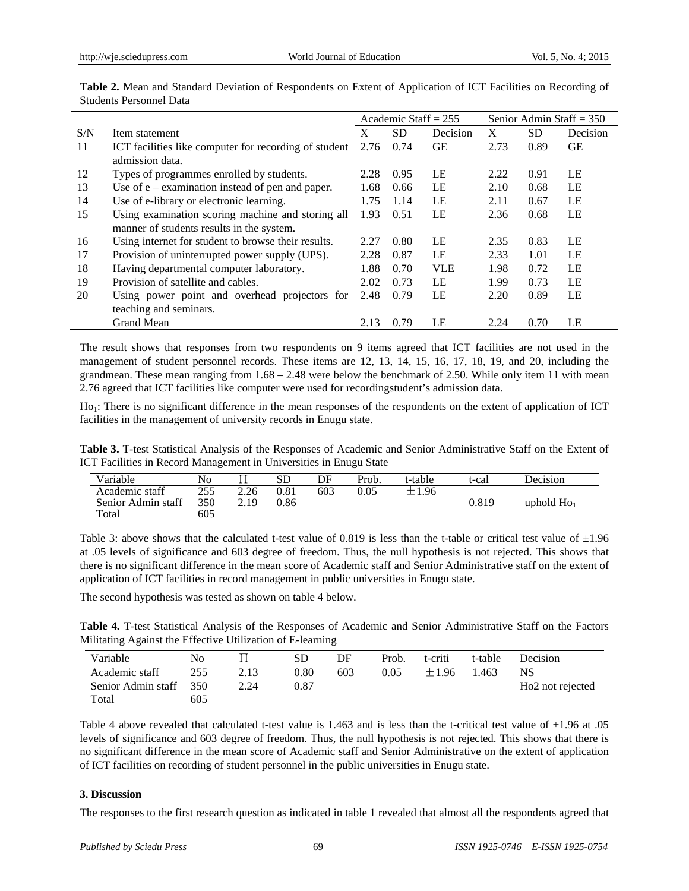**Table 2.** Mean and Standard Deviation of Respondents on Extent of Application of ICT Facilities on Recording of Students Personnel Data

| | | Academic Staff = 255 | | | Senior Admin Staff = 350 | | |
|---|---|---|---|---|---|---|---|
| S/N | Item statement | X | SD | Decision | X | SD | Decision |
| 11 | ICT facilities like computer for recording of student admission data. | 2.76 | 0.74 | GE | 2.73 | 0.89 | GE |
| 12 | Types of programmes enrolled by students. | 2.28 | 0.95 | LE | 2.22 | 0.91 | LE |
| 13 | Use of e – examination instead of pen and paper. | 1.68 | 0.66 | LE | 2.10 | 0.68 | LE |
| 14 | Use of e-library or electronic learning. | 1.75 | 1.14 | LE | 2.11 | 0.67 | LE |
| 15 | Using examination scoring machine and storing all manner of students results in the system. | 1.93 | 0.51 | LE | 2.36 | 0.68 | LE |
| 16 | Using internet for student to browse their results. | 2.27 | 0.80 | LE | 2.35 | 0.83 | LE |
| 17 | Provision of uninterrupted power supply (UPS). | 2.28 | 0.87 | LE | 2.33 | 1.01 | LE |
| 18 | Having departmental computer laboratory. | 1.88 | 0.70 | VLE | 1.98 | 0.72 | LE |
| 19 | Provision of satellite and cables. | 2.02 | 0.73 | LE | 1.99 | 0.73 | LE |
| 20 | Using power point and overhead projectors for teaching and seminars. | 2.48 | 0.79 | LE | 2.20 | 0.89 | LE |
| | Grand Mean | 2.13 | 0.79 | LE | 2.24 | 0.70 | LE |

The result shows that responses from two respondents on 9 items agreed that ICT facilities are not used in the management of student personnel records. These items are 12, 13, 14, 15, 16, 17, 18, 19, and 20, including the grandmean. These mean ranging from 1.68 – 2.48 were below the benchmark of 2.50. While only item 11 with mean 2.76 agreed that ICT facilities like computer were used for recordingstudent's admission data.

$Ho_1$: There is no significant difference in the mean responses of the respondents on the extent of application of ICT facilities in the management of university records in Enugu state.

**Table 3.** T-test Statistical Analysis of the Responses of Academic and Senior Administrative Staff on the Extent of ICT Facilities in Record Management in Universities in Enugu State

| Variable | No | ∏ | SD | DF | Prob. | t-table | t-cal | Decision |
|---|---|---|---|---|---|---|---|---|
| Academic staff | 255 | 2.26 | 0.81 | 603 | 0.05 | ±1.96 | | |
| Senior Admin staff | 350 | 2.19 | 0.86 | | | | 0.819 | uphold $Ho_1$ |
| Total | 605 | | | | | | | |

Table 3: above shows that the calculated t-test value of 0.819 is less than the t-table or critical test value of ±1.96 at .05 levels of significance and 603 degree of freedom. Thus, the null hypothesis is not rejected. This shows that there is no significant difference in the mean score of Academic staff and Senior Administrative staff on the extent of application of ICT facilities in record management in public universities in Enugu state.

The second hypothesis was tested as shown on table 4 below.

**Table 4.** T-test Statistical Analysis of the Responses of Academic and Senior Administrative Staff on the Factors Militating Against the Effective Utilization of E-learning

| Variable | No | ∏ | SD | DF | Prob. | t-criti | t-table | Decision |
|---|---|---|---|---|---|---|---|---|
| Academic staff | 255 | 2.13 | 0.80 | 603 | 0.05 | ±1.96 | 1.463 | NS |
| Senior Admin staff | 350 | 2.24 | 0.87 | | | | | Ho2 not rejected |
| Total | 605 | | | | | | | |

Table 4 above revealed that calculated t-test value is 1.463 and is less than the t-critical test value of ±1.96 at .05 levels of significance and 603 degree of freedom. Thus, the null hypothesis is not rejected. This shows that there is no significant difference in the mean score of Academic staff and Senior Administrative on the extent of application of ICT facilities on recording of student personnel in the public universities in Enugu state.

### 3. Discussion

The responses to the first research question as indicated in table 1 revealed that almost all the respondents agreed that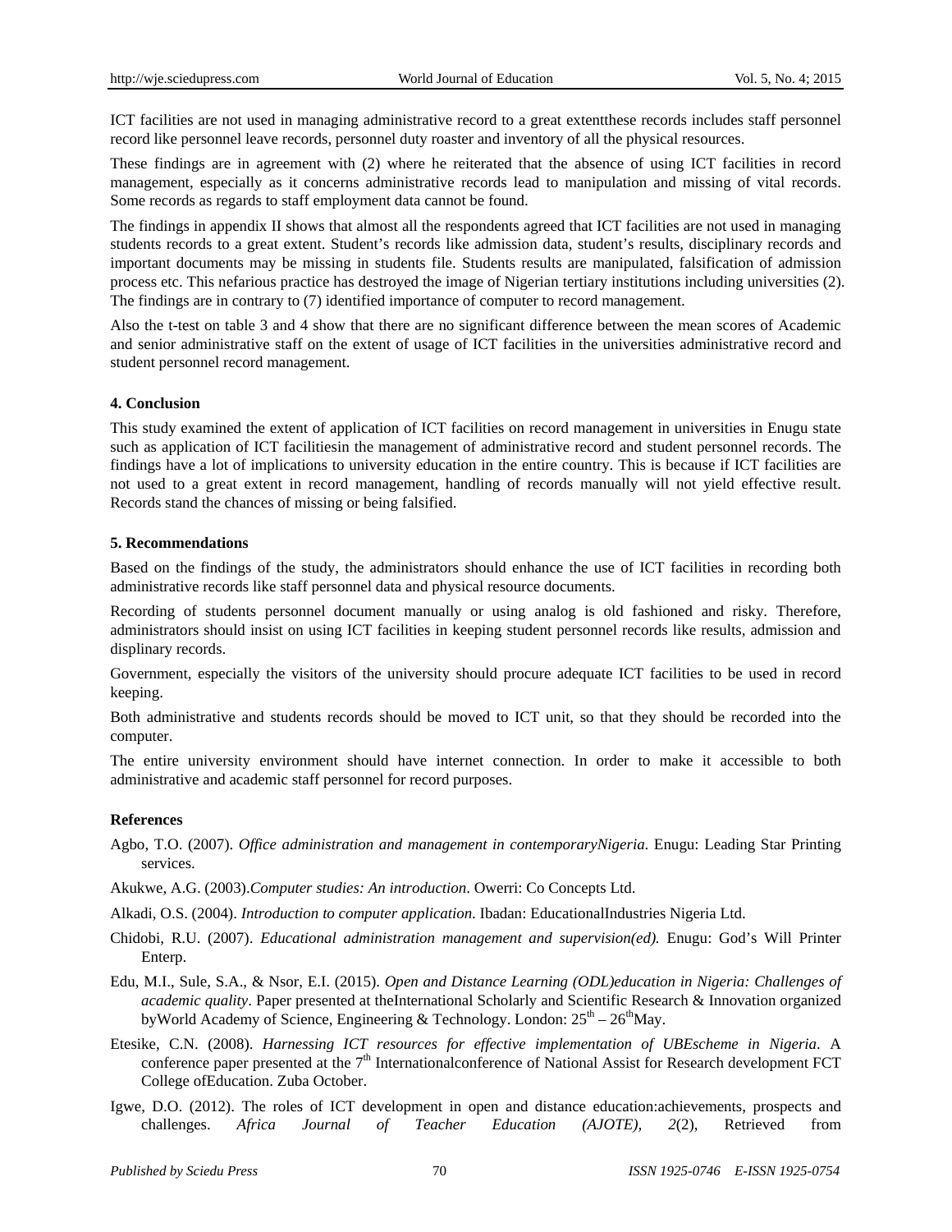ICT facilities are not used in managing administrative record to a great extentthese records includes staff personnel record like personnel leave records, personnel duty roaster and inventory of all the physical resources.

These findings are in agreement with (2) where he reiterated that the absence of using ICT facilities in record management, especially as it concerns administrative records lead to manipulation and missing of vital records. Some records as regards to staff employment data cannot be found.

The findings in appendix II shows that almost all the respondents agreed that ICT facilities are not used in managing students records to a great extent. Student's records like admission data, student's results, disciplinary records and important documents may be missing in students file. Students results are manipulated, falsification of admission process etc. This nefarious practice has destroyed the image of Nigerian tertiary institutions including universities (2). The findings are in contrary to (7) identified importance of computer to record management.

Also the t-test on table 3 and 4 show that there are no significant difference between the mean scores of Academic and senior administrative staff on the extent of usage of ICT facilities in the universities administrative record and student personnel record management.

## 4. Conclusion

This study examined the extent of application of ICT facilities on record management in universities in Enugu state such as application of ICT facilitiesin the management of administrative record and student personnel records. The findings have a lot of implications to university education in the entire country. This is because if ICT facilities are not used to a great extent in record management, handling of records manually will not yield effective result. Records stand the chances of missing or being falsified.

## 5. Recommendations

Based on the findings of the study, the administrators should enhance the use of ICT facilities in recording both administrative records like staff personnel data and physical resource documents.

Recording of students personnel document manually or using analog is old fashioned and risky. Therefore, administrators should insist on using ICT facilities in keeping student personnel records like results, admission and displinary records.

Government, especially the visitors of the university should procure adequate ICT facilities to be used in record keeping.

Both administrative and students records should be moved to ICT unit, so that they should be recorded into the computer.

The entire university environment should have internet connection. In order to make it accessible to both administrative and academic staff personnel for record purposes.

## References

Agbo, T.O. (2007). *Office administration and management in contemporaryNigeria*. Enugu: Leading Star Printing services.

Akukwe, A.G. (2003).*Computer studies: An introduction*. Owerri: Co Concepts Ltd.

Alkadi, O.S. (2004). *Introduction to computer application*. Ibadan: EducationalIndustries Nigeria Ltd.

Chidobi, R.U. (2007). *Educational administration management and supervision(ed).* Enugu: God's Will Printer Enterp.

Edu, M.I., Sule, S.A., & Nsor, E.I. (2015). *Open and Distance Learning (ODL)education in Nigeria: Challenges of academic quality*. Paper presented at theInternational Scholarly and Scientific Research & Innovation organized byWorld Academy of Science, Engineering & Technology. London: 25th – 26thMay.

Etesike, C.N. (2008). *Harnessing ICT resources for effective implementation of UBEscheme in Nigeria*. A conference paper presented at the 7th Internationalconference of National Assist for Research development FCT College ofEducation. Zuba October.

Igwe, D.O. (2012). The roles of ICT development in open and distance education:achievements, prospects and challenges. *Africa Journal of Teacher Education (AJOTE), 2*(2), Retrieved from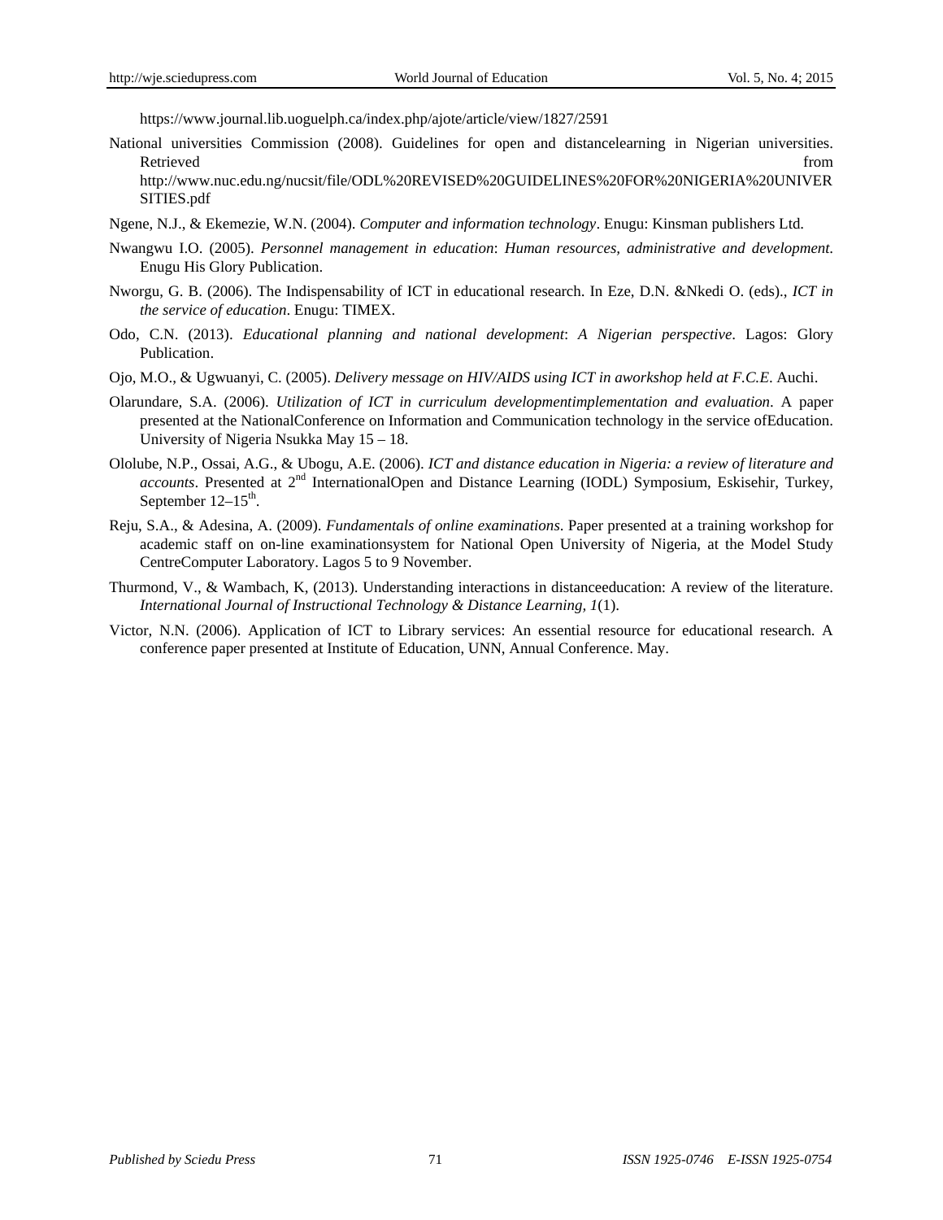https://www.journal.lib.uoguelph.ca/index.php/ajote/article/view/1827/2591

National universities Commission (2008). Guidelines for open and distancelearning in Nigerian universities. Retrieved from http://www.nuc.edu.ng/nucsit/file/ODL%20REVISED%20GUIDELINES%20FOR%20NIGERIA%20UNIVERSITIES.pdf

Ngene, N.J., & Ekemezie, W.N. (2004). *Computer and information technology*. Enugu: Kinsman publishers Ltd.

Nwangwu I.O. (2005). *Personnel management in education*: *Human resources, administrative and development*. Enugu His Glory Publication.

Nworgu, G. B. (2006). The Indispensability of ICT in educational research. In Eze, D.N. &Nkedi O. (eds)., *ICT in the service of education*. Enugu: TIMEX.

Odo, C.N. (2013). *Educational planning and national development*: *A Nigerian perspective*. Lagos: Glory Publication.

Ojo, M.O., & Ugwuanyi, C. (2005). *Delivery message on HIV/AIDS using ICT in aworkshop held at F.C.E*. Auchi.

Olarundare, S.A. (2006). *Utilization of ICT in curriculum developmentimplementation and evaluation*. A paper presented at the NationalConference on Information and Communication technology in the service ofEducation. University of Nigeria Nsukka May 15 – 18.

Ololube, N.P., Ossai, A.G., & Ubogu, A.E. (2006). *ICT and distance education in Nigeria: a review of literature and accounts*. Presented at 2nd InternationalOpen and Distance Learning (IODL) Symposium, Eskisehir, Turkey, September 12–15th.

Reju, S.A., & Adesina, A. (2009). *Fundamentals of online examinations*. Paper presented at a training workshop for academic staff on on-line examinationsystem for National Open University of Nigeria, at the Model Study CentreComputer Laboratory. Lagos 5 to 9 November.

Thurmond, V., & Wambach, K, (2013). Understanding interactions in distanceeducation: A review of the literature. *International Journal of Instructional Technology & Distance Learning, 1*(1).

Victor, N.N. (2006). Application of ICT to Library services: An essential resource for educational research. A conference paper presented at Institute of Education, UNN, Annual Conference. May.